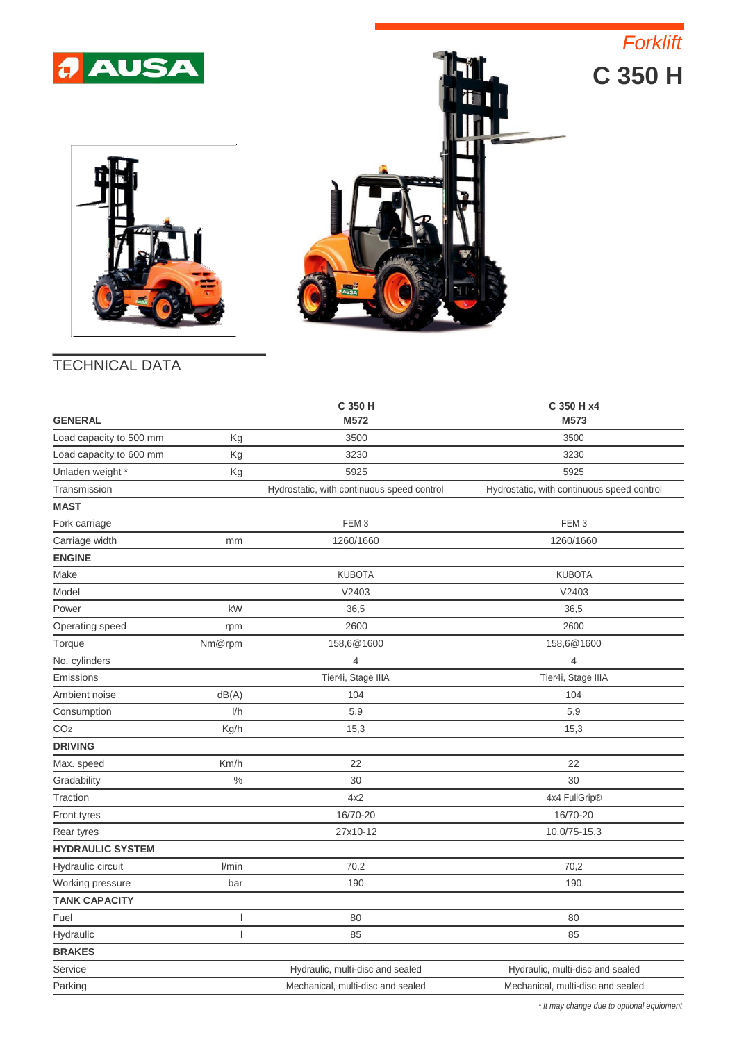AUSA

*Forklift*

# C 350 H

## TECHNICAL DATA

| GENERAL | | C 350 H M572 | C 350 H x4 M573 |
|---|---|---|---|
| Load capacity to 500 mm | Kg | 3500 | 3500 |
| Load capacity to 600 mm | Kg | 3230 | 3230 |
| Unladen weight * | Kg | 5925 | 5925 |
| Transmission | | Hydrostatic, with continuous speed control | Hydrostatic, with continuous speed control |
| **MAST** | | | |
| Fork carriage | | FEM 3 | FEM 3 |
| Carriage width | mm | 1260/1660 | 1260/1660 |
| **ENGINE** | | | |
| Make | | KUBOTA | KUBOTA |
| Model | | V2403 | V2403 |
| Power | kW | 36,5 | 36,5 |
| Operating speed | rpm | 2600 | 2600 |
| Torque | Nm@rpm | 158,6@1600 | 158,6@1600 |
| No. cylinders | | 4 | 4 |
| Emissions | | Tier4i, Stage IIIA | Tier4i, Stage IIIA |
| Ambient noise | dB(A) | 104 | 104 |
| Consumption | l/h | 5,9 | 5,9 |
| $CO_2$ | Kg/h | 15,3 | 15,3 |
| **DRIVING** | | | |
| Max. speed | Km/h | 22 | 22 |
| Gradability | % | 30 | 30 |
| Traction | | 4x2 | 4x4 FullGrip® |
| Front tyres | | 16/70-20 | 16/70-20 |
| Rear tyres | | 27x10-12 | 10.0/75-15.3 |
| **HYDRAULIC SYSTEM** | | | |
| Hydraulic circuit | l/min | 70,2 | 70,2 |
| Working pressure | bar | 190 | 190 |
| **TANK CAPACITY** | | | |
| Fuel | l | 80 | 80 |
| Hydraulic | l | 85 | 85 |
| **BRAKES** | | | |
| Service | | Hydraulic, multi-disc and sealed | Hydraulic, multi-disc and sealed |
| Parking | | Mechanical, multi-disc and sealed | Mechanical, multi-disc and sealed |

*\* It may change due to optional equipment*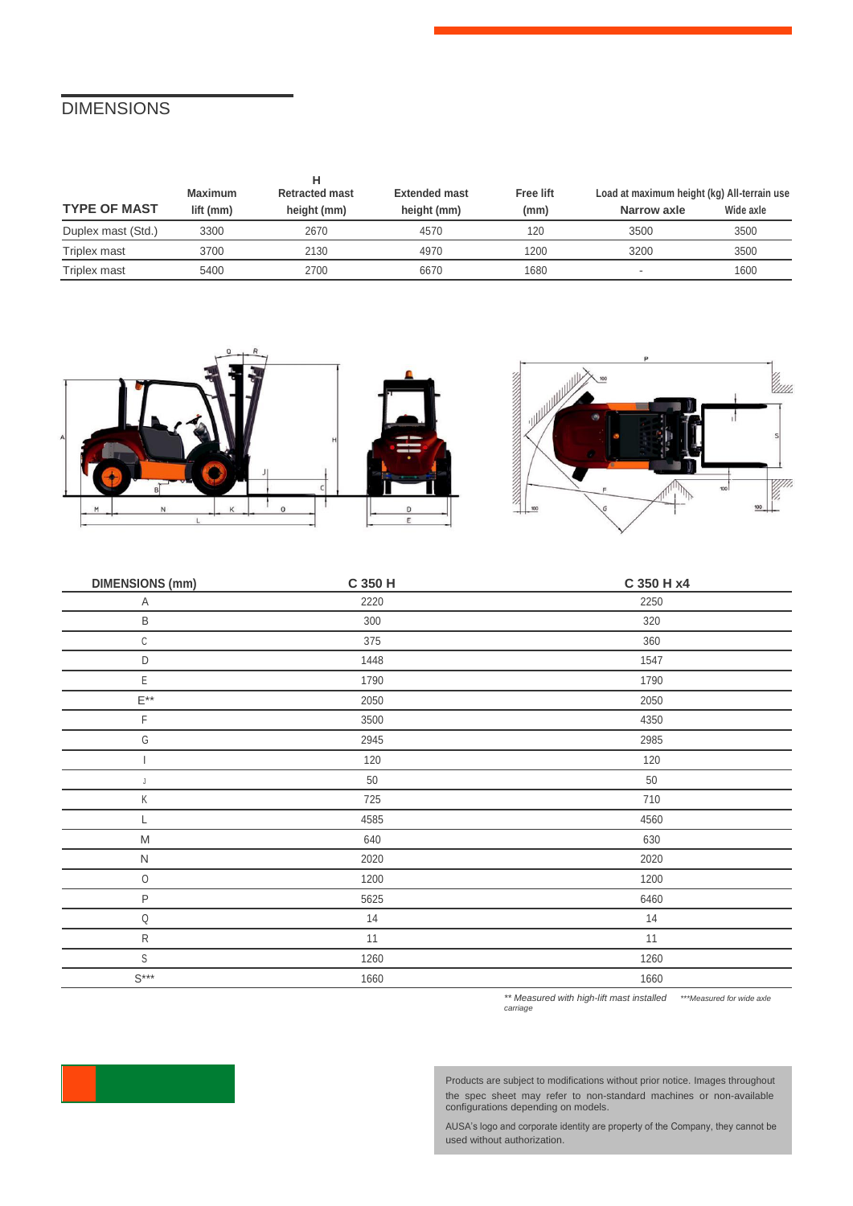## DIMENSIONS

| TYPE OF MAST | Maximum lift (mm) | H Retracted mast height (mm) | Extended mast height (mm) | Free lift (mm) | Load at maximum height (kg) All-terrain use Narrow axle | Wide axle |
|---|---|---|---|---|---|---|
| Duplex mast (Std.) | 3300 | 2670 | 4570 | 120 | 3500 | 3500 |
| Triplex mast | 3700 | 2130 | 4970 | 1200 | 3200 | 3500 |
| Triplex mast | 5400 | 2700 | 6670 | 1680 | - | 1600 |

| DIMENSIONS (mm) | C 350 H | C 350 H x4 |
|---|---|---|
| A | 2220 | 2250 |
| B | 300 | 320 |
| C | 375 | 360 |
| D | 1448 | 1547 |
| E | 1790 | 1790 |
| E** | 2050 | 2050 |
| F | 3500 | 4350 |
| G | 2945 | 2985 |
| I | 120 | 120 |
| J | 50 | 50 |
| K | 725 | 710 |
| L | 4585 | 4560 |
| M | 640 | 630 |
| N | 2020 | 2020 |
| O | 1200 | 1200 |
| P | 5625 | 6460 |
| Q | 14 | 14 |
| R | 11 | 11 |
| S | 1260 | 1260 |
| S*** | 1660 | 1660 |

*** Measured with high-lift mast installed*  *\*\*\*Measured for wide axle carriage*

Products are subject to modifications without prior notice. Images throughout the spec sheet may refer to non-standard machines or non-available configurations depending on models.

AUSA's logo and corporate identity are property of the Company, they cannot be used without authorization.